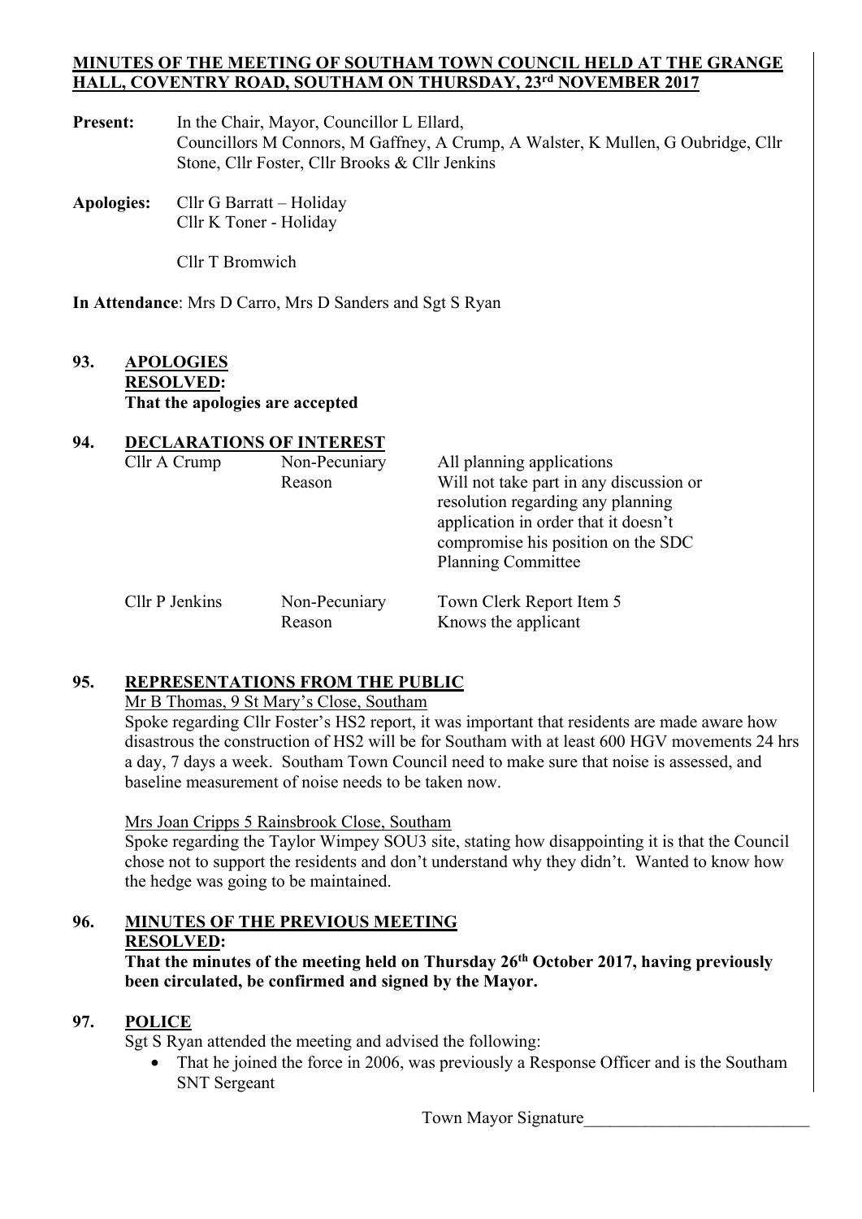# MINUTES OF THE MEETING OF SOUTHAM TOWN COUNCIL HELD AT THE GRANGE HALL, COVENTRY ROAD, SOUTHAM ON THURSDAY, 23rd NOVEMBER 2017

**Present:** In the Chair, Mayor, Councillor L Ellard, Councillors M Connors, M Gaffney, A Crump, A Walster, K Mullen, G Oubridge, Cllr Stone, Cllr Foster, Cllr Brooks & Cllr Jenkins

**Apologies:** Cllr G Barratt – Holiday
Cllr K Toner - Holiday

Cllr T Bromwich

**In Attendance**: Mrs D Carro, Mrs D Sanders and Sgt S Ryan

**93. APOLOGIES**
**RESOLVED:**
**That the apologies are accepted**

**94. DECLARATIONS OF INTEREST**

| | | |
|---|---|---|
| Cllr A Crump | Non-Pecuniary Reason | All planning applications Will not take part in any discussion or resolution regarding any planning application in order that it doesn't compromise his position on the SDC Planning Committee |
| Cllr P Jenkins | Non-Pecuniary Reason | Town Clerk Report Item 5 Knows the applicant |

**95. REPRESENTATIONS FROM THE PUBLIC**

Mr B Thomas, 9 St Mary's Close, Southam

Spoke regarding Cllr Foster's HS2 report, it was important that residents are made aware how disastrous the construction of HS2 will be for Southam with at least 600 HGV movements 24 hrs a day, 7 days a week. Southam Town Council need to make sure that noise is assessed, and baseline measurement of noise needs to be taken now.

Mrs Joan Cripps 5 Rainsbrook Close, Southam

Spoke regarding the Taylor Wimpey SOU3 site, stating how disappointing it is that the Council chose not to support the residents and don't understand why they didn't. Wanted to know how the hedge was going to be maintained.

**96. MINUTES OF THE PREVIOUS MEETING**
**RESOLVED:**
**That the minutes of the meeting held on Thursday 26th October 2017, having previously been circulated, be confirmed and signed by the Mayor.**

**97. POLICE**

Sgt S Ryan attended the meeting and advised the following:

- That he joined the force in 2006, was previously a Response Officer and is the Southam SNT Sergeant

Town Mayor Signature__________________________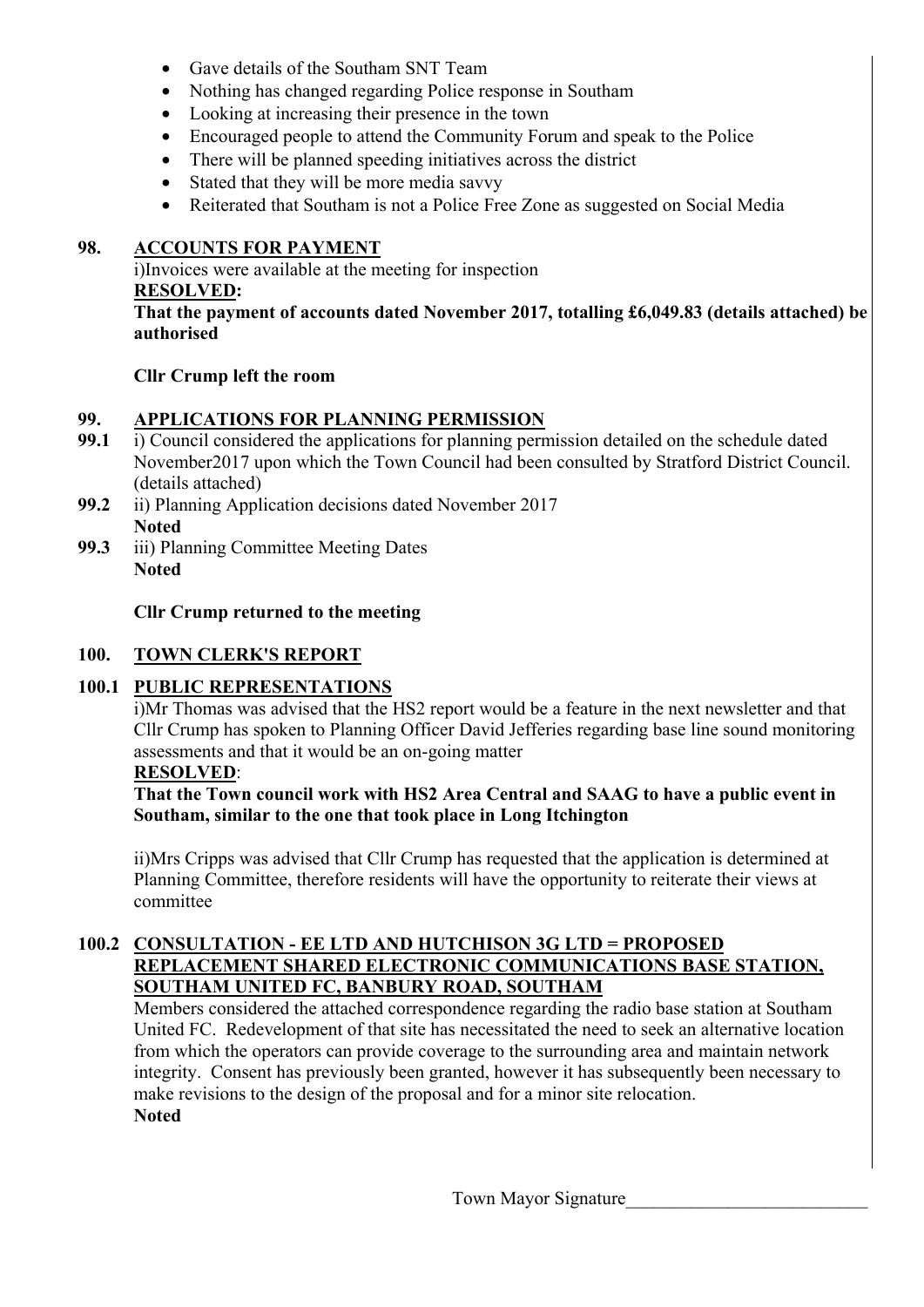- Gave details of the Southam SNT Team
- Nothing has changed regarding Police response in Southam
- Looking at increasing their presence in the town
- Encouraged people to attend the Community Forum and speak to the Police
- There will be planned speeding initiatives across the district
- Stated that they will be more media savvy
- Reiterated that Southam is not a Police Free Zone as suggested on Social Media

**98. <u>ACCOUNTS FOR PAYMENT</u>**

i)Invoices were available at the meeting for inspection

**<u>RESOLVED</u>:**

**That the payment of accounts dated November 2017, totalling £6,049.83 (details attached) be authorised**

**Cllr Crump left the room**

**99. <u>APPLICATIONS FOR PLANNING PERMISSION</u>**

**99.1** i) Council considered the applications for planning permission detailed on the schedule dated November2017 upon which the Town Council had been consulted by Stratford District Council. (details attached)

**99.2** ii) Planning Application decisions dated November 2017
**Noted**

**99.3** iii) Planning Committee Meeting Dates
**Noted**

**Cllr Crump returned to the meeting**

**100. <u>TOWN CLERK'S REPORT</u>**

**100.1 <u>PUBLIC REPRESENTATIONS</u>**

i)Mr Thomas was advised that the HS2 report would be a feature in the next newsletter and that Cllr Crump has spoken to Planning Officer David Jefferies regarding base line sound monitoring assessments and that it would be an on-going matter

**<u>RESOLVED</u>**:

**That the Town council work with HS2 Area Central and SAAG to have a public event in Southam, similar to the one that took place in Long Itchington**

ii)Mrs Cripps was advised that Cllr Crump has requested that the application is determined at Planning Committee, therefore residents will have the opportunity to reiterate their views at committee

**100.2 <u>CONSULTATION - EE LTD AND HUTCHISON 3G LTD = PROPOSED REPLACEMENT SHARED ELECTRONIC COMMUNICATIONS BASE STATION, SOUTHAM UNITED FC, BANBURY ROAD, SOUTHAM</u>**

Members considered the attached correspondence regarding the radio base station at Southam United FC. Redevelopment of that site has necessitated the need to seek an alternative location from which the operators can provide coverage to the surrounding area and maintain network integrity. Consent has previously been granted, however it has subsequently been necessary to make revisions to the design of the proposal and for a minor site relocation.
**Noted**

Town Mayor Signature\_\_\_\_\_\_\_\_\_\_\_\_\_\_\_\_\_\_\_\_\_\_\_\_\_\_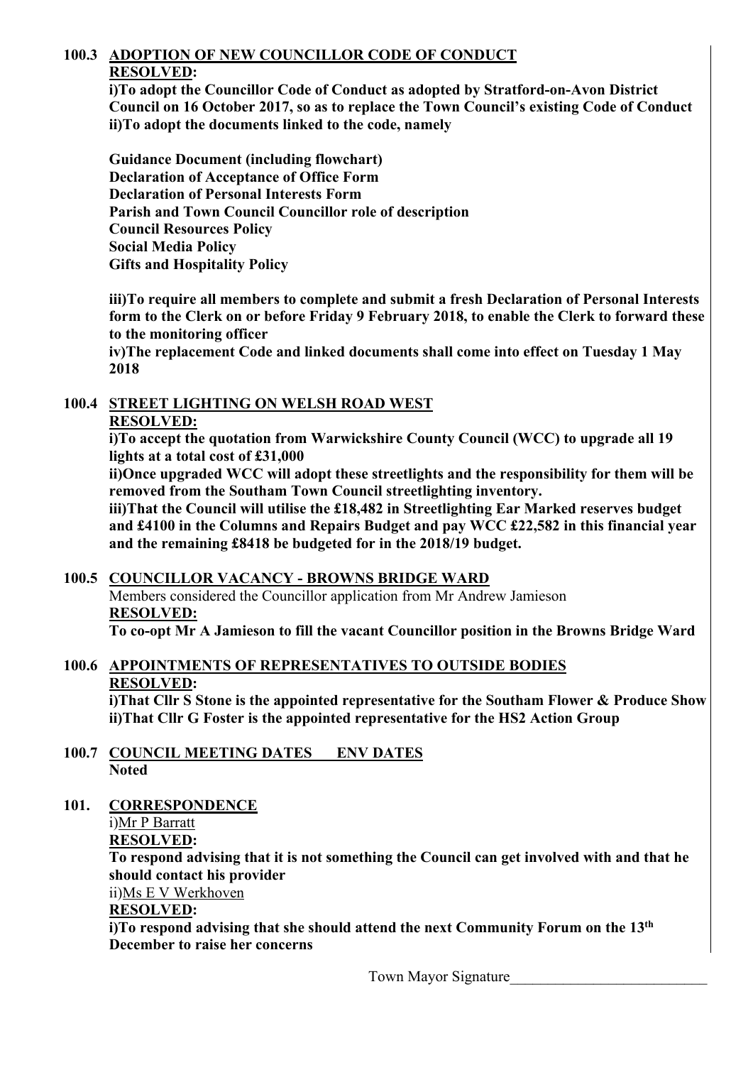### 100.3 ADOPTION OF NEW COUNCILLOR CODE OF CONDUCT

**RESOLVED:**

**i)To adopt the Councillor Code of Conduct as adopted by Stratford-on-Avon District Council on 16 October 2017, so as to replace the Town Council's existing Code of Conduct**
**ii)To adopt the documents linked to the code, namely**

**Guidance Document (including flowchart)**
**Declaration of Acceptance of Office Form**
**Declaration of Personal Interests Form**
**Parish and Town Council Councillor role of description**
**Council Resources Policy**
**Social Media Policy**
**Gifts and Hospitality Policy**

**iii)To require all members to complete and submit a fresh Declaration of Personal Interests form to the Clerk on or before Friday 9 February 2018, to enable the Clerk to forward these to the monitoring officer**
**iv)The replacement Code and linked documents shall come into effect on Tuesday 1 May 2018**

### 100.4 STREET LIGHTING ON WELSH ROAD WEST

**RESOLVED:**

**i)To accept the quotation from Warwickshire County Council (WCC) to upgrade all 19 lights at a total cost of £31,000**
**ii)Once upgraded WCC will adopt these streetlights and the responsibility for them will be removed from the Southam Town Council streetlighting inventory.**
**iii)That the Council will utilise the £18,482 in Streetlighting Ear Marked reserves budget and £4100 in the Columns and Repairs Budget and pay WCC £22,582 in this financial year and the remaining £8418 be budgeted for in the 2018/19 budget.**

### 100.5 COUNCILLOR VACANCY - BROWNS BRIDGE WARD

Members considered the Councillor application from Mr Andrew Jamieson

**RESOLVED:**

**To co-opt Mr A Jamieson to fill the vacant Councillor position in the Browns Bridge Ward**

### 100.6 APPOINTMENTS OF REPRESENTATIVES TO OUTSIDE BODIES

**RESOLVED:**

**i)That Cllr S Stone is the appointed representative for the Southam Flower & Produce Show**
**ii)That Cllr G Foster is the appointed representative for the HS2 Action Group**

### 100.7 COUNCIL MEETING DATES ENV DATES

**Noted**

### 101. CORRESPONDENCE

i)Mr P Barratt

**RESOLVED:**

**To respond advising that it is not something the Council can get involved with and that he should contact his provider**

ii)Ms E V Werkhoven

**RESOLVED:**

**i)To respond advising that she should attend the next Community Forum on the 13th December to raise her concerns**

Town Mayor Signature__________________________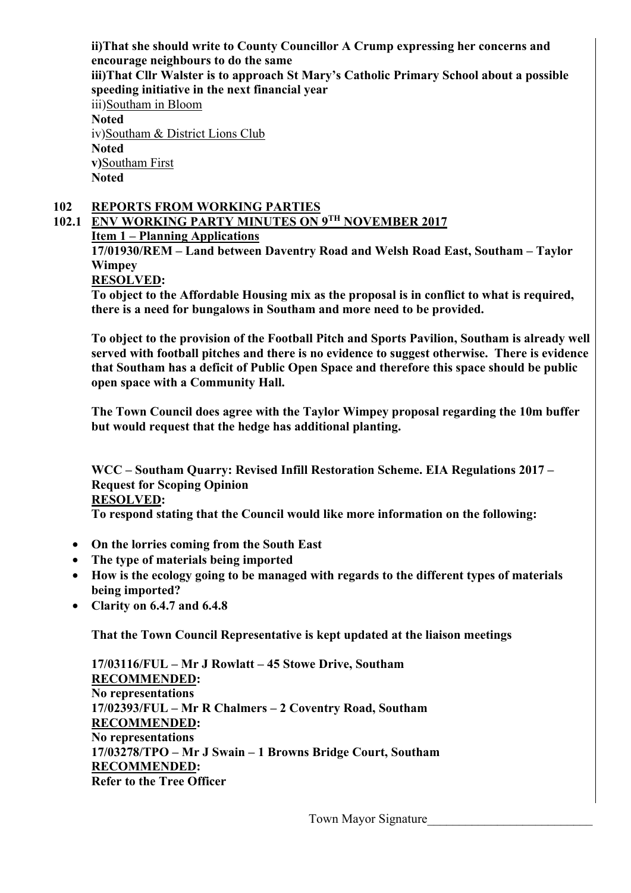**ii)That she should write to County Councillor A Crump expressing her concerns and encourage neighbours to do the same**
**iii)That Cllr Walster is to approach St Mary's Catholic Primary School about a possible speeding initiative in the next financial year**
iii)<u>Southam in Bloom</u>
**Noted**
iv)<u>Southam & District Lions Club</u>
**Noted**
**v)**<u>Southam First</u>
**Noted**

## 102 REPORTS FROM WORKING PARTIES

### 102.1 ENV WORKING PARTY MINUTES ON 9TH NOVEMBER 2017

**<u>Item 1 – Planning Applications</u>**

**17/01930/REM – Land between Daventry Road and Welsh Road East, Southam – Taylor Wimpey**
**<u>RESOLVED</u>:**
**To object to the Affordable Housing mix as the proposal is in conflict to what is required, there is a need for bungalows in Southam and more need to be provided.**

**To object to the provision of the Football Pitch and Sports Pavilion, Southam is already well served with football pitches and there is no evidence to suggest otherwise. There is evidence that Southam has a deficit of Public Open Space and therefore this space should be public open space with a Community Hall.**

**The Town Council does agree with the Taylor Wimpey proposal regarding the 10m buffer but would request that the hedge has additional planting.**

**WCC – Southam Quarry: Revised Infill Restoration Scheme. EIA Regulations 2017 – Request for Scoping Opinion**
**<u>RESOLVED</u>:**
**To respond stating that the Council would like more information on the following:**

- **On the lorries coming from the South East**
- **The type of materials being imported**
- **How is the ecology going to be managed with regards to the different types of materials being imported?**
- **Clarity on 6.4.7 and 6.4.8**

**That the Town Council Representative is kept updated at the liaison meetings**

**17/03116/FUL – Mr J Rowlatt – 45 Stowe Drive, Southam**
**<u>RECOMMENDED</u>:**
**No representations**
**17/02393/FUL – Mr R Chalmers – 2 Coventry Road, Southam**
**<u>RECOMMENDED</u>:**
**No representations**
**17/03278/TPO – Mr J Swain – 1 Browns Bridge Court, Southam**
**<u>RECOMMENDED</u>:**
**Refer to the Tree Officer**

Town Mayor Signature__________________________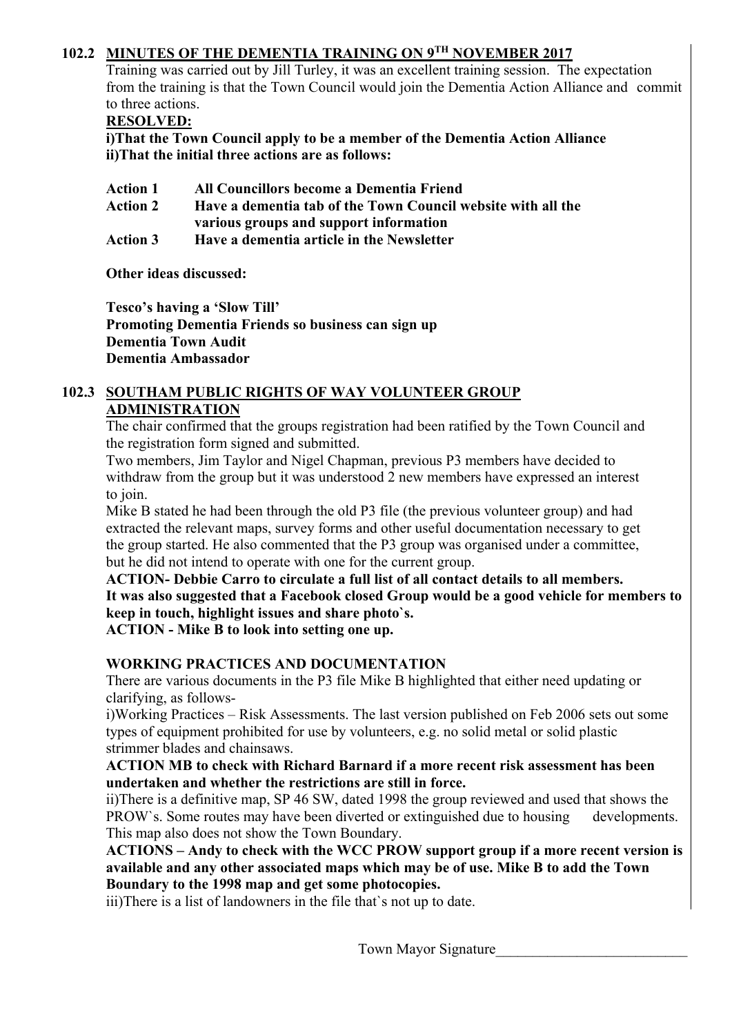## 102.2 MINUTES OF THE DEMENTIA TRAINING ON 9TH NOVEMBER 2017

Training was carried out by Jill Turley, it was an excellent training session. The expectation from the training is that the Town Council would join the Dementia Action Alliance and commit to three actions.

**RESOLVED:**

**i)That the Town Council apply to be a member of the Dementia Action Alliance**
**ii)That the initial three actions are as follows:**

**Action 1** **All Councillors become a Dementia Friend**
**Action 2** **Have a dementia tab of the Town Council website with all the various groups and support information**
**Action 3** **Have a dementia article in the Newsletter**

**Other ideas discussed:**

**Tesco's having a 'Slow Till'**
**Promoting Dementia Friends so business can sign up**
**Dementia Town Audit**
**Dementia Ambassador**

## 102.3 SOUTHAM PUBLIC RIGHTS OF WAY VOLUNTEER GROUP ADMINISTRATION

The chair confirmed that the groups registration had been ratified by the Town Council and the registration form signed and submitted.

Two members, Jim Taylor and Nigel Chapman, previous P3 members have decided to withdraw from the group but it was understood 2 new members have expressed an interest to join.

Mike B stated he had been through the old P3 file (the previous volunteer group) and had extracted the relevant maps, survey forms and other useful documentation necessary to get the group started. He also commented that the P3 group was organised under a committee, but he did not intend to operate with one for the current group.

**ACTION- Debbie Carro to circulate a full list of all contact details to all members.**
**It was also suggested that a Facebook closed Group would be a good vehicle for members to keep in touch, highlight issues and share photo`s.**
**ACTION - Mike B to look into setting one up.**

**WORKING PRACTICES AND DOCUMENTATION**

There are various documents in the P3 file Mike B highlighted that either need updating or clarifying, as follows-

i)Working Practices – Risk Assessments. The last version published on Feb 2006 sets out some types of equipment prohibited for use by volunteers, e.g. no solid metal or solid plastic strimmer blades and chainsaws.

**ACTION MB to check with Richard Barnard if a more recent risk assessment has been undertaken and whether the restrictions are still in force.**

ii)There is a definitive map, SP 46 SW, dated 1998 the group reviewed and used that shows the PROW`s. Some routes may have been diverted or extinguished due to housing developments. This map also does not show the Town Boundary.

**ACTIONS – Andy to check with the WCC PROW support group if a more recent version is available and any other associated maps which may be of use. Mike B to add the Town Boundary to the 1998 map and get some photocopies.**

iii)There is a list of landowners in the file that`s not up to date.

Town Mayor Signature\_\_\_\_\_\_\_\_\_\_\_\_\_\_\_\_\_\_\_\_\_\_\_\_\_\_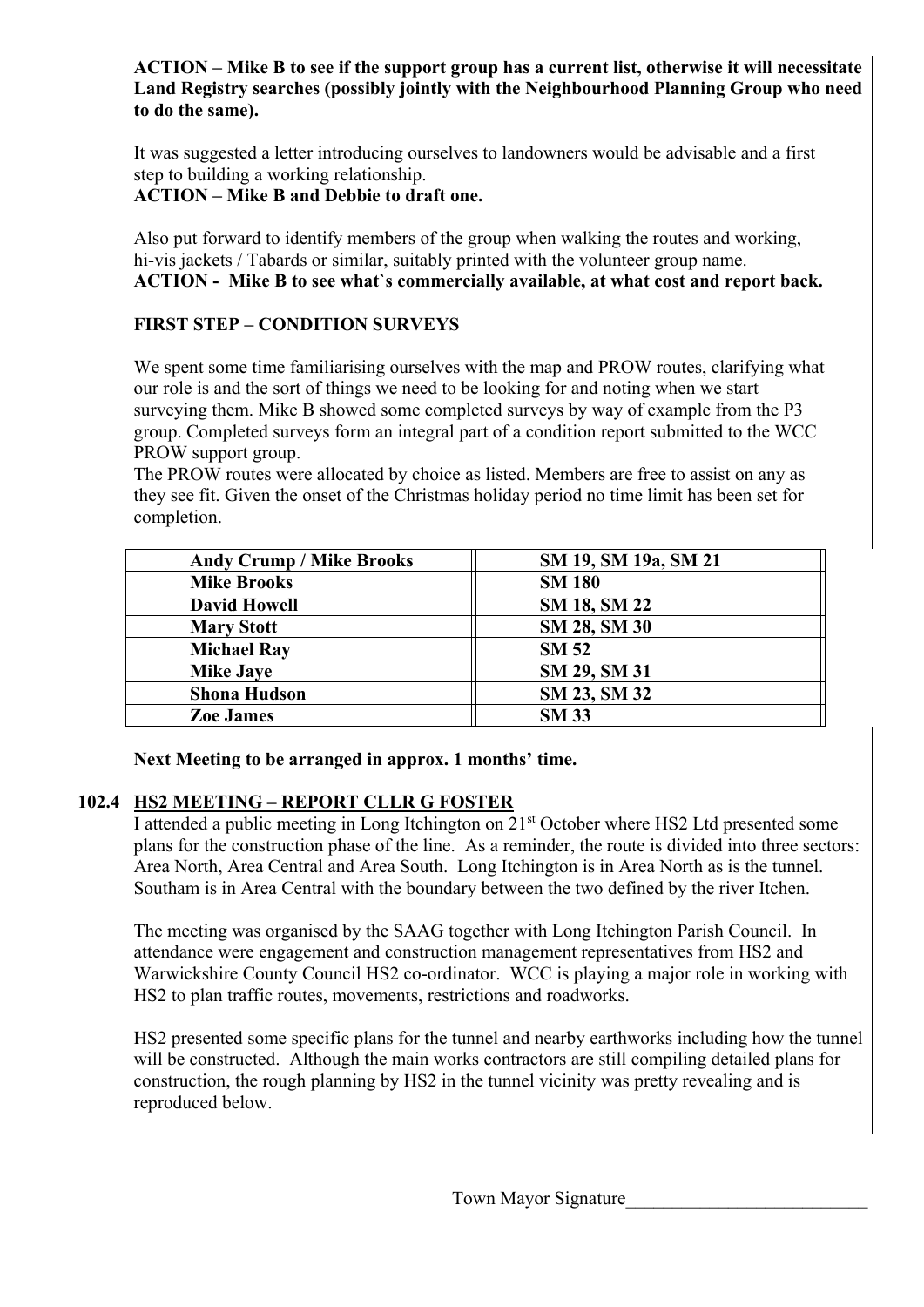**ACTION – Mike B to see if the support group has a current list, otherwise it will necessitate Land Registry searches (possibly jointly with the Neighbourhood Planning Group who need to do the same).**

It was suggested a letter introducing ourselves to landowners would be advisable and a first step to building a working relationship.
**ACTION – Mike B and Debbie to draft one.**

Also put forward to identify members of the group when walking the routes and working, hi-vis jackets / Tabards or similar, suitably printed with the volunteer group name.
**ACTION - Mike B to see what`s commercially available, at what cost and report back.**

**FIRST STEP – CONDITION SURVEYS**

We spent some time familiarising ourselves with the map and PROW routes, clarifying what our role is and the sort of things we need to be looking for and noting when we start surveying them. Mike B showed some completed surveys by way of example from the P3 group. Completed surveys form an integral part of a condition report submitted to the WCC PROW support group.
The PROW routes were allocated by choice as listed. Members are free to assist on any as they see fit. Given the onset of the Christmas holiday period no time limit has been set for completion.

| | |
|---|---|
| **Andy Crump / Mike Brooks** | **SM 19, SM 19a, SM 21** |
| **Mike Brooks** | **SM 180** |
| **David Howell** | **SM 18, SM 22** |
| **Mary Stott** | **SM 28, SM 30** |
| **Michael Ray** | **SM 52** |
| **Mike Jaye** | **SM 29, SM 31** |
| **Shona Hudson** | **SM 23, SM 32** |
| **Zoe James** | **SM 33** |

**Next Meeting to be arranged in approx. 1 months' time.**

**102.4 HS2 MEETING – REPORT CLLR G FOSTER**

I attended a public meeting in Long Itchington on 21st October where HS2 Ltd presented some plans for the construction phase of the line. As a reminder, the route is divided into three sectors: Area North, Area Central and Area South. Long Itchington is in Area North as is the tunnel. Southam is in Area Central with the boundary between the two defined by the river Itchen.

The meeting was organised by the SAAG together with Long Itchington Parish Council. In attendance were engagement and construction management representatives from HS2 and Warwickshire County Council HS2 co-ordinator. WCC is playing a major role in working with HS2 to plan traffic routes, movements, restrictions and roadworks.

HS2 presented some specific plans for the tunnel and nearby earthworks including how the tunnel will be constructed. Although the main works contractors are still compiling detailed plans for construction, the rough planning by HS2 in the tunnel vicinity was pretty revealing and is reproduced below.

Town Mayor Signature___________________________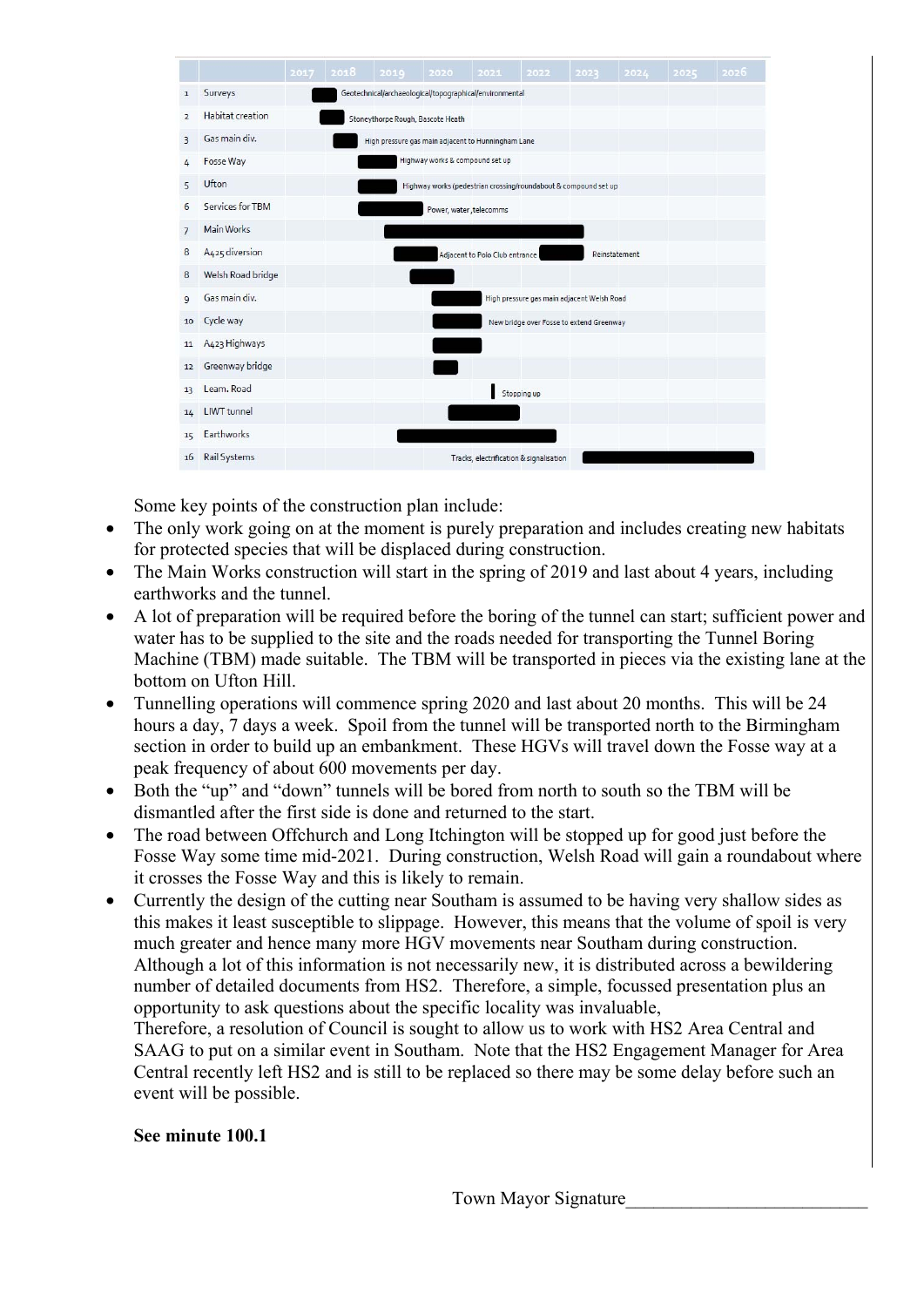| | | 2017 | 2018 | 2019 | 2020 | 2021 | 2022 | 2023 | 2024 | 2025 | 2026 |
|---|---|---|---|---|---|---|---|---|---|---|---|
| 1 | Surveys | | Geotechnical/archaeological/topographical/environmental | | | | | | | | |
| 2 | Habitat creation | | Stoneythorpe Rough, Bascote Heath | | | | | | | | |
| 3 | Gas main div. | | High pressure gas main adjacent to Hunningham Lane | | | | | | | | |
| 4 | Fosse Way | | | Highway works & compound set up | | | | | | | |
| 5 | Ufton | | | Highway works (pedestrian crossing/roundabout & compound set up | | | | | | | |
| 6 | Services for TBM | | | Power, water, telecomms | | | | | | | |
| 7 | Main Works | | | | | | | | | | |
| 8 | A425 diversion | | | | Adjacent to Polo Club entrance | | Reinstatement | | | | |
| 8 | Welsh Road bridge | | | | | | | | | | |
| 9 | Gas main div. | | | | High pressure gas main adjacent Welsh Road | | | | | | |
| 10 | Cycle way | | | | New bridge over Fosse to extend Greenway | | | | | | |
| 11 | A423 Highways | | | | | | | | | | |
| 12 | Greenway bridge | | | | | | | | | | |
| 13 | Leam. Road | | | | | Stopping up | | | | | |
| 14 | LIWT tunnel | | | | | | | | | | |
| 15 | Earthworks | | | | | | | | | | |
| 16 | Rail Systems | | | | Tracks, electrification & signalisation | | | | | | |

Some key points of the construction plan include:

- The only work going on at the moment is purely preparation and includes creating new habitats for protected species that will be displaced during construction.
- The Main Works construction will start in the spring of 2019 and last about 4 years, including earthworks and the tunnel.
- A lot of preparation will be required before the boring of the tunnel can start; sufficient power and water has to be supplied to the site and the roads needed for transporting the Tunnel Boring Machine (TBM) made suitable. The TBM will be transported in pieces via the existing lane at the bottom on Ufton Hill.
- Tunnelling operations will commence spring 2020 and last about 20 months. This will be 24 hours a day, 7 days a week. Spoil from the tunnel will be transported north to the Birmingham section in order to build up an embankment. These HGVs will travel down the Fosse way at a peak frequency of about 600 movements per day.
- Both the "up" and "down" tunnels will be bored from north to south so the TBM will be dismantled after the first side is done and returned to the start.
- The road between Offchurch and Long Itchington will be stopped up for good just before the Fosse Way some time mid-2021. During construction, Welsh Road will gain a roundabout where it crosses the Fosse Way and this is likely to remain.
- Currently the design of the cutting near Southam is assumed to be having very shallow sides as this makes it least susceptible to slippage. However, this means that the volume of spoil is very much greater and hence many more HGV movements near Southam during construction.

Although a lot of this information is not necessarily new, it is distributed across a bewildering number of detailed documents from HS2. Therefore, a simple, focussed presentation plus an opportunity to ask questions about the specific locality was invaluable,

Therefore, a resolution of Council is sought to allow us to work with HS2 Area Central and SAAG to put on a similar event in Southam. Note that the HS2 Engagement Manager for Area Central recently left HS2 and is still to be replaced so there may be some delay before such an event will be possible.

**See minute 100.1**

Town Mayor Signature___________________________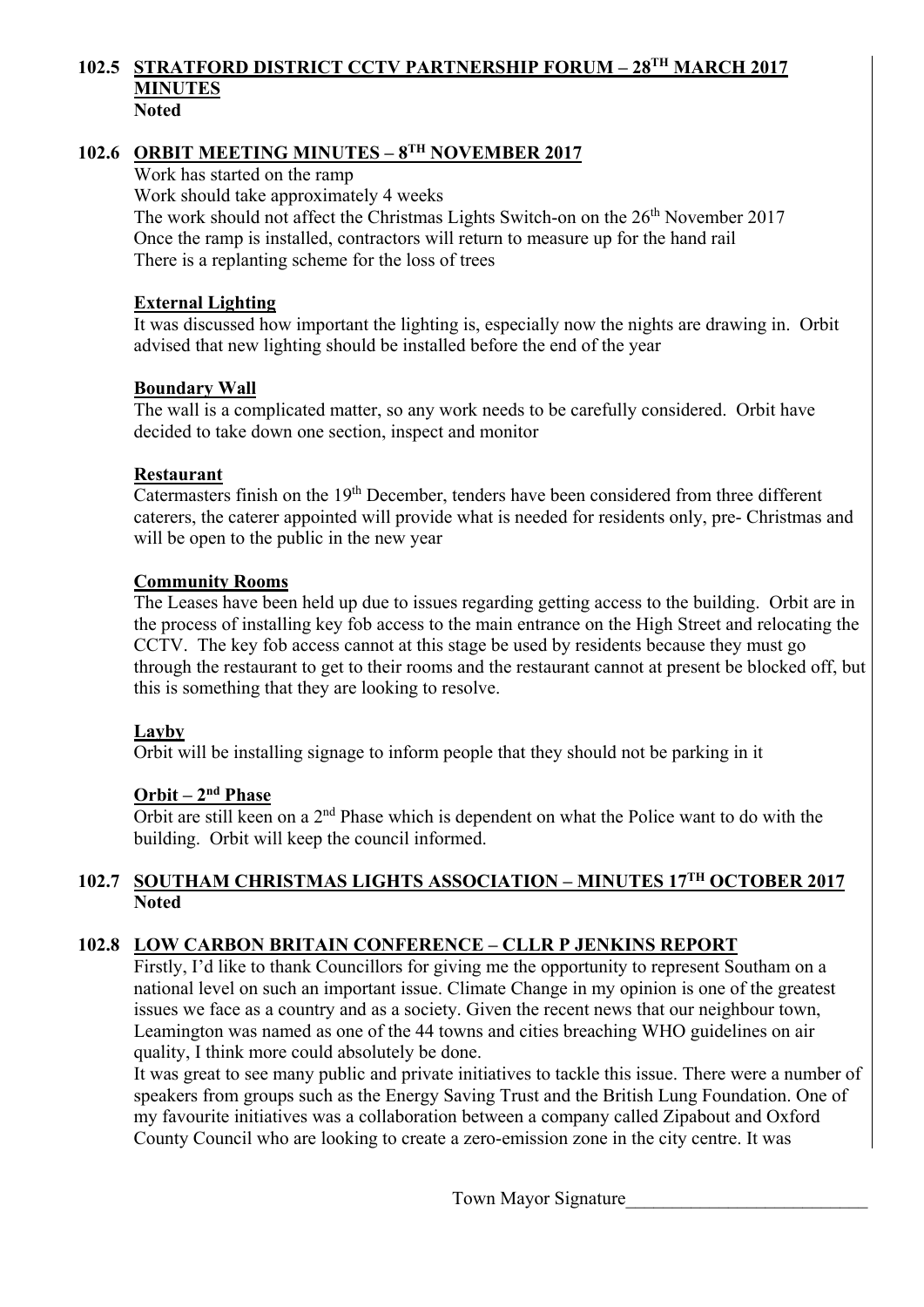## 102.5 STRATFORD DISTRICT CCTV PARTNERSHIP FORUM – 28TH MARCH 2017 MINUTES

**Noted**

## 102.6 ORBIT MEETING MINUTES – 8TH NOVEMBER 2017

Work has started on the ramp
Work should take approximately 4 weeks
The work should not affect the Christmas Lights Switch-on on the 26th November 2017
Once the ramp is installed, contractors will return to measure up for the hand rail
There is a replanting scheme for the loss of trees

**External Lighting**

It was discussed how important the lighting is, especially now the nights are drawing in. Orbit advised that new lighting should be installed before the end of the year

**Boundary Wall**

The wall is a complicated matter, so any work needs to be carefully considered. Orbit have decided to take down one section, inspect and monitor

**Restaurant**

Catermasters finish on the 19th December, tenders have been considered from three different caterers, the caterer appointed will provide what is needed for residents only, pre- Christmas and will be open to the public in the new year

**Community Rooms**

The Leases have been held up due to issues regarding getting access to the building. Orbit are in the process of installing key fob access to the main entrance on the High Street and relocating the CCTV. The key fob access cannot at this stage be used by residents because they must go through the restaurant to get to their rooms and the restaurant cannot at present be blocked off, but this is something that they are looking to resolve.

**Layby**

Orbit will be installing signage to inform people that they should not be parking in it

**Orbit – 2nd Phase**

Orbit are still keen on a 2nd Phase which is dependent on what the Police want to do with the building. Orbit will keep the council informed.

## 102.7 SOUTHAM CHRISTMAS LIGHTS ASSOCIATION – MINUTES 17TH OCTOBER 2017

**Noted**

## 102.8 LOW CARBON BRITAIN CONFERENCE – CLLR P JENKINS REPORT

Firstly, I'd like to thank Councillors for giving me the opportunity to represent Southam on a national level on such an important issue. Climate Change in my opinion is one of the greatest issues we face as a country and as a society. Given the recent news that our neighbour town, Leamington was named as one of the 44 towns and cities breaching WHO guidelines on air quality, I think more could absolutely be done.

It was great to see many public and private initiatives to tackle this issue. There were a number of speakers from groups such as the Energy Saving Trust and the British Lung Foundation. One of my favourite initiatives was a collaboration between a company called Zipabout and Oxford County Council who are looking to create a zero-emission zone in the city centre. It was

Town Mayor Signature___________________________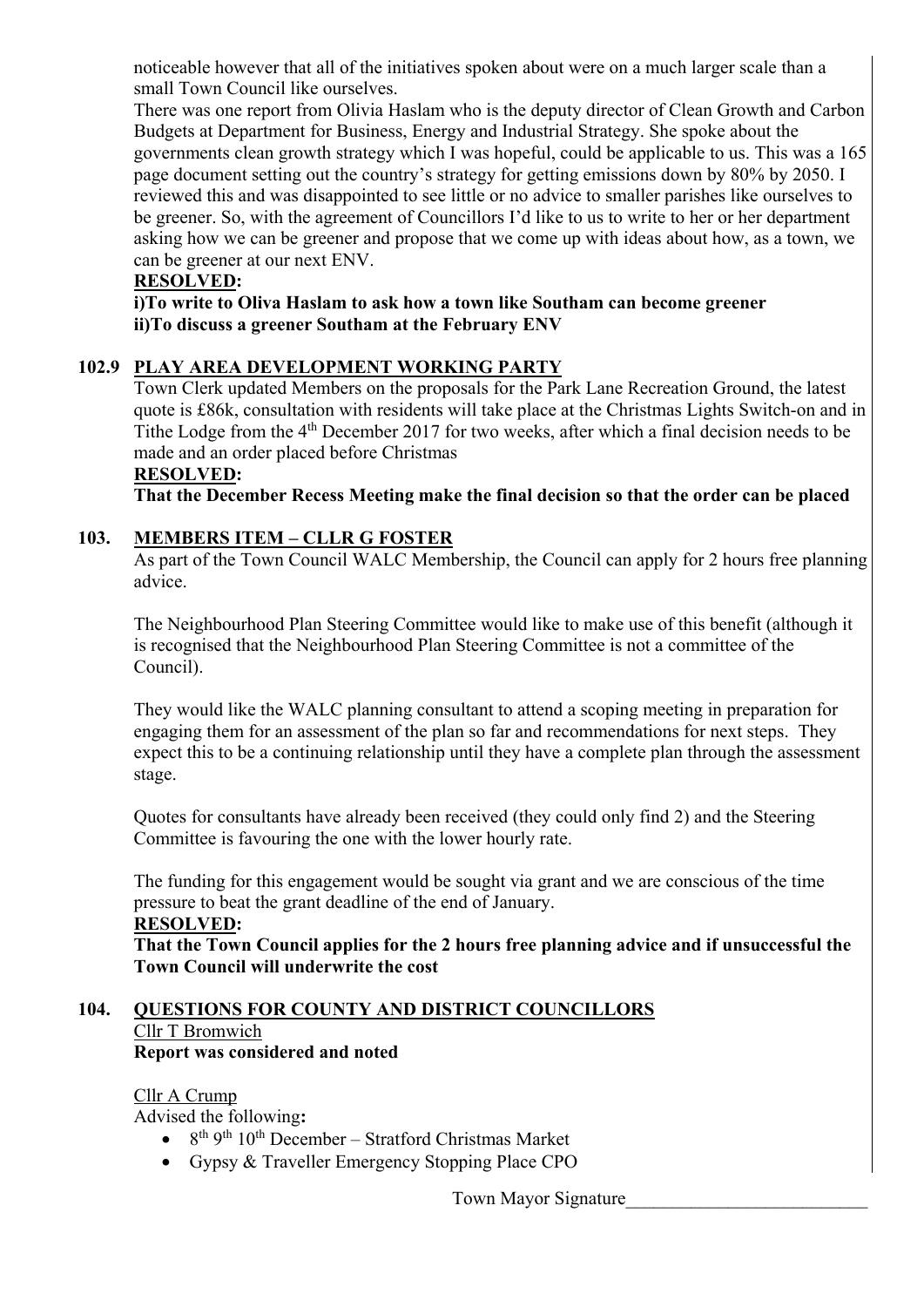noticeable however that all of the initiatives spoken about were on a much larger scale than a small Town Council like ourselves.

There was one report from Olivia Haslam who is the deputy director of Clean Growth and Carbon Budgets at Department for Business, Energy and Industrial Strategy. She spoke about the governments clean growth strategy which I was hopeful, could be applicable to us. This was a 165 page document setting out the country's strategy for getting emissions down by 80% by 2050. I reviewed this and was disappointed to see little or no advice to smaller parishes like ourselves to be greener. So, with the agreement of Councillors I'd like to us to write to her or her department asking how we can be greener and propose that we come up with ideas about how, as a town, we can be greener at our next ENV.

**RESOLVED:**

**i)To write to Oliva Haslam to ask how a town like Southam can become greener**
**ii)To discuss a greener Southam at the February ENV**

**102.9 PLAY AREA DEVELOPMENT WORKING PARTY**

Town Clerk updated Members on the proposals for the Park Lane Recreation Ground, the latest quote is £86k, consultation with residents will take place at the Christmas Lights Switch-on and in Tithe Lodge from the 4th December 2017 for two weeks, after which a final decision needs to be made and an order placed before Christmas

**RESOLVED:**

**That the December Recess Meeting make the final decision so that the order can be placed**

**103. MEMBERS ITEM – CLLR G FOSTER**

As part of the Town Council WALC Membership, the Council can apply for 2 hours free planning advice.

The Neighbourhood Plan Steering Committee would like to make use of this benefit (although it is recognised that the Neighbourhood Plan Steering Committee is not a committee of the Council).

They would like the WALC planning consultant to attend a scoping meeting in preparation for engaging them for an assessment of the plan so far and recommendations for next steps. They expect this to be a continuing relationship until they have a complete plan through the assessment stage.

Quotes for consultants have already been received (they could only find 2) and the Steering Committee is favouring the one with the lower hourly rate.

The funding for this engagement would be sought via grant and we are conscious of the time pressure to beat the grant deadline of the end of January.

**RESOLVED:**

**That the Town Council applies for the 2 hours free planning advice and if unsuccessful the Town Council will underwrite the cost**

**104. QUESTIONS FOR COUNTY AND DISTRICT COUNCILLORS**

Cllr T Bromwich

**Report was considered and noted**

Cllr A Crump

Advised the following**:**

- 8th 9th 10th December – Stratford Christmas Market
- Gypsy & Traveller Emergency Stopping Place CPO

Town Mayor Signature___________________________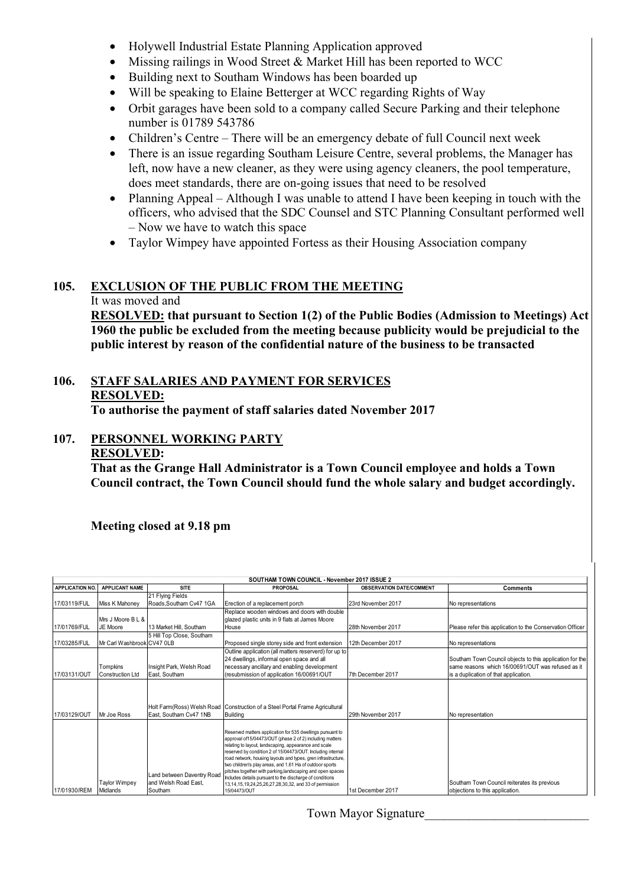- Holywell Industrial Estate Planning Application approved
- Missing railings in Wood Street & Market Hill has been reported to WCC
- Building next to Southam Windows has been boarded up
- Will be speaking to Elaine Betterger at WCC regarding Rights of Way
- Orbit garages have been sold to a company called Secure Parking and their telephone number is 01789 543786
- Children's Centre – There will be an emergency debate of full Council next week
- There is an issue regarding Southam Leisure Centre, several problems, the Manager has left, now have a new cleaner, as they were using agency cleaners, the pool temperature, does meet standards, there are on-going issues that need to be resolved
- Planning Appeal – Although I was unable to attend I have been keeping in touch with the officers, who advised that the SDC Counsel and STC Planning Consultant performed well – Now we have to watch this space
- Taylor Wimpey have appointed Fortess as their Housing Association company

## 105. EXCLUSION OF THE PUBLIC FROM THE MEETING

It was moved and

**RESOLVED: that pursuant to Section 1(2) of the Public Bodies (Admission to Meetings) Act 1960 the public be excluded from the meeting because publicity would be prejudicial to the public interest by reason of the confidential nature of the business to be transacted**

## 106. STAFF SALARIES AND PAYMENT FOR SERVICES

**RESOLVED:**

**To authorise the payment of staff salaries dated November 2017**

## 107. PERSONNEL WORKING PARTY

**RESOLVED:**

**That as the Grange Hall Administrator is a Town Council employee and holds a Town Council contract, the Town Council should fund the whole salary and budget accordingly.**

**Meeting closed at 9.18 pm**

**SOUTHAM TOWN COUNCIL - November 2017 ISSUE 2**

| APPLICATION NO. | APPLICANT NAME | SITE | PROPOSAL | OBSERVATION DATE/COMMENT | Comments |
|---|---|---|---|---|---|
| 17/03119/FUL | Miss K Mahoney | 21 Flying Fields Roads,Southam Cv47 1GA | Erection of a replacement porch | 23rd November 2017 | No representations |
| 17/01769/FUL | Mrs J Moore B L & JE Moore | 13 Market Hill, Southam | Replace wooden windows and doors with double glazed plastic units in 9 flats at James Moore House | 28th November 2017 | Please refer this application to the Conservation Officer |
| 17/03285/FUL | Mr Carl Washbrook | 5 Hill Top Close, Southam CV47 0LB | Proposed single storey side and front extension | 12th December 2017 | No representations |
| 17/03131/OUT | Tompkins Construction Ltd | Insight Park, Welsh Road East, Southam | Outline application (all matters reserverd) for up to 24 dwellings, informal open space and all necessary ancillary and enabling development (resubmission of application 16/00691/OUT | 7th December 2017 | Southam Town Council objects to this application for the same reasons which 16/00691/OUT was refused as it is a duplication of that application. |
| 17/03129/OUT | Mr Joe Ross | Holt Farm(Ross) Welsh Road East, Southam Cv47 1NB | Construction of a Steel Portal Frame Agricultural Building | 29th November 2017 | No representation |
| 17/01930/REM | Taylor Wimpey Midlands | Land between Daventry Road and Welsh Road East, Southam | Reserved matters application for 535 dwellings pursuant to approval of15/04473/OUT (phase 2 of 2) including matters relating to layout, landscaping, appearance and scale reserved by condition 2 of 15/04473/OUT. Including internal road network, housing layouts and types, gren infrastructure, two children's play areas, and 1.61 Ha of outdoor sports pitches together with parking,landscaping and open spaces Includes details pursuant to the discharge of conditions 13,14,15,19,24,25,26,27,28,30,32, and 33 of permission 15/04473/OUT | 1st December 2017 | Southam Town Council reiterates its previous objections to this application. |

Town Mayor Signature___________________________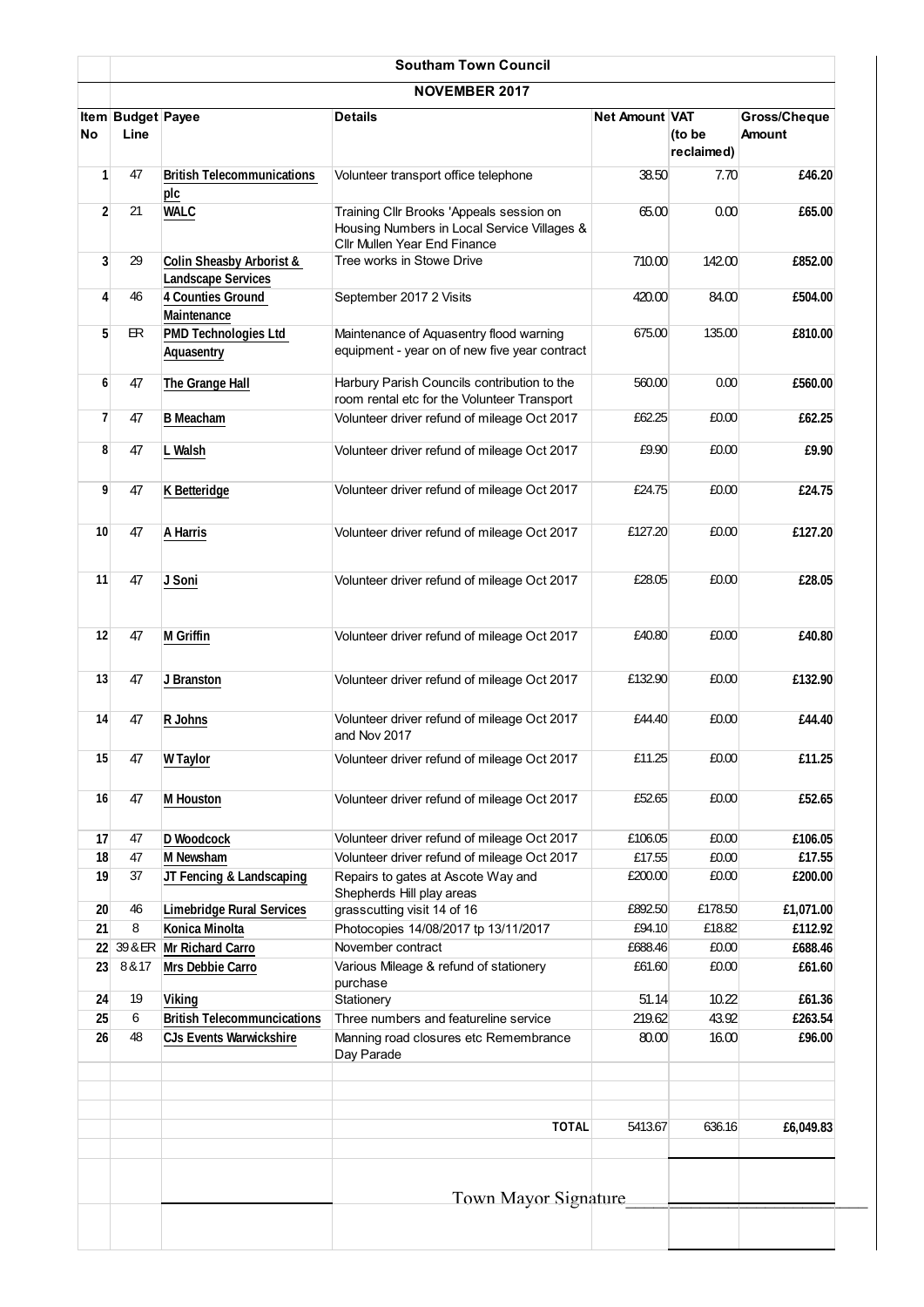# Southam Town Council

## NOVEMBER 2017

| Item No | Budget Line | Payee | Details | Net Amount | VAT (to be reclaimed) | Gross/Cheque Amount |
|---|---|---|---|---|---|---|
| 1 | 47 | British Telecommunications plc | Volunteer transport office telephone | 38.50 | 7.70 | £46.20 |
| 2 | 21 | WALC | Training Cllr Brooks 'Appeals session on Housing Numbers in Local Service Villages & Cllr Mullen Year End Finance | 65.00 | 0.00 | £65.00 |
| 3 | 29 | Colin Sheasby Arborist & Landscape Services | Tree works in Stowe Drive | 710.00 | 142.00 | £852.00 |
| 4 | 46 | 4 Counties Ground Maintenance | September 2017 2 Visits | 420.00 | 84.00 | £504.00 |
| 5 | ER | PMD Technologies Ltd Aquasentry | Maintenance of Aquasentry flood warning equipment - year on of new five year contract | 675.00 | 135.00 | £810.00 |
| 6 | 47 | The Grange Hall | Harbury Parish Councils contribution to the room rental etc for the Volunteer Transport | 560.00 | 0.00 | £560.00 |
| 7 | 47 | B Meacham | Volunteer driver refund of mileage Oct 2017 | £62.25 | £0.00 | £62.25 |
| 8 | 47 | L Walsh | Volunteer driver refund of mileage Oct 2017 | £9.90 | £0.00 | £9.90 |
| 9 | 47 | K Betteridge | Volunteer driver refund of mileage Oct 2017 | £24.75 | £0.00 | £24.75 |
| 10 | 47 | A Harris | Volunteer driver refund of mileage Oct 2017 | £127.20 | £0.00 | £127.20 |
| 11 | 47 | J Soni | Volunteer driver refund of mileage Oct 2017 | £28.05 | £0.00 | £28.05 |
| 12 | 47 | M Griffin | Volunteer driver refund of mileage Oct 2017 | £40.80 | £0.00 | £40.80 |
| 13 | 47 | J Branston | Volunteer driver refund of mileage Oct 2017 | £132.90 | £0.00 | £132.90 |
| 14 | 47 | R Johns | Volunteer driver refund of mileage Oct 2017 and Nov 2017 | £44.40 | £0.00 | £44.40 |
| 15 | 47 | W Taylor | Volunteer driver refund of mileage Oct 2017 | £11.25 | £0.00 | £11.25 |
| 16 | 47 | M Houston | Volunteer driver refund of mileage Oct 2017 | £52.65 | £0.00 | £52.65 |
| 17 | 47 | D Woodcock | Volunteer driver refund of mileage Oct 2017 | £106.05 | £0.00 | £106.05 |
| 18 | 47 | M Newsham | Volunteer driver refund of mileage Oct 2017 | £17.55 | £0.00 | £17.55 |
| 19 | 37 | JT Fencing & Landscaping | Repairs to gates at Ascote Way and Shepherds Hill play areas | £200.00 | £0.00 | £200.00 |
| 20 | 46 | Limebridge Rural Services | grasscutting visit 14 of 16 | £892.50 | £178.50 | £1,071.00 |
| 21 | 8 | Konica Minolta | Photocopies 14/08/2017 tp 13/11/2017 | £94.10 | £18.82 | £112.92 |
| 22 | 39 & ER | Mr Richard Carro | November contract | £688.46 | £0.00 | £688.46 |
| 23 | 8 & 17 | Mrs Debbie Carro | Various Mileage & refund of stationery purchase | £61.60 | £0.00 | £61.60 |
| 24 | 19 | Viking | Stationery | 51.14 | 10.22 | £61.36 |
| 25 | 6 | British Telecommuncications | Three numbers and featureline service | 219.62 | 43.92 | £263.54 |
| 26 | 48 | CJs Events Warwickshire | Manning road closures etc Remembrance Day Parade | 80.00 | 16.00 | £96.00 |
| | | | **TOTAL** | 5413.67 | 636.16 | £6,049.83 |

Town Mayor Signature\_\_\_\_\_\_\_\_\_\_\_\_\_\_